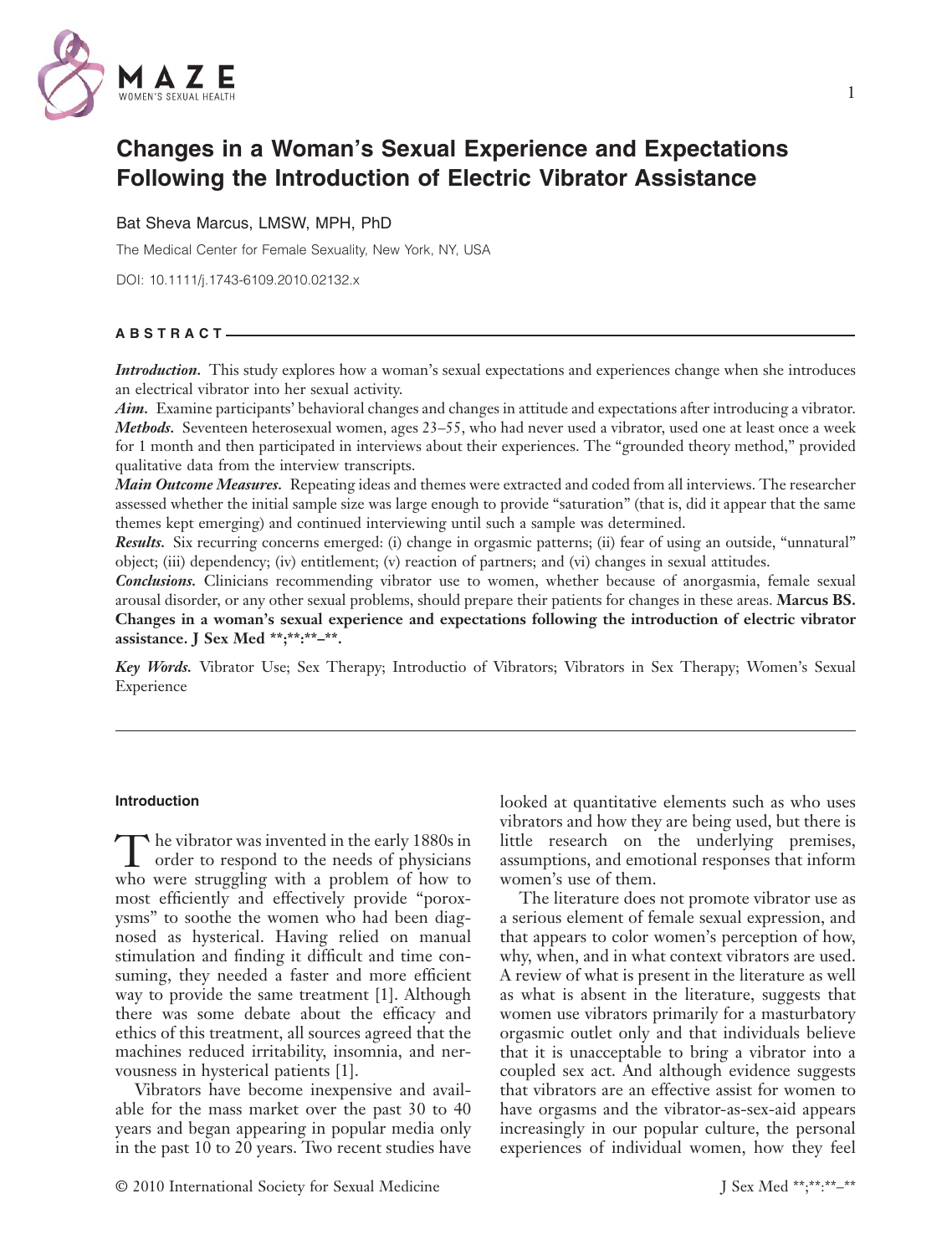# Changes in a Woman's Sexual Experience and Expectations Following the Introduction of Electric Vibrator Assistance

Bat Sheva Marcus, LMSW, MPH, PhD

The Medical Center for Female Sexuality, New York, NY, USA

DOI: 10.1111/j.1743-6109.2010.02132.x

## ABSTRACT

***Introduction.*** This study explores how a woman's sexual expectations and experiences change when she introduces an electrical vibrator into her sexual activity.

***Aim.*** Examine participants' behavioral changes and changes in attitude and expectations after introducing a vibrator.

***Methods.*** Seventeen heterosexual women, ages 23–55, who had never used a vibrator, used one at least once a week for 1 month and then participated in interviews about their experiences. The "grounded theory method," provided qualitative data from the interview transcripts.

***Main Outcome Measures.*** Repeating ideas and themes were extracted and coded from all interviews. The researcher assessed whether the initial sample size was large enough to provide "saturation" (that is, did it appear that the same themes kept emerging) and continued interviewing until such a sample was determined.

***Results.*** Six recurring concerns emerged: (i) change in orgasmic patterns; (ii) fear of using an outside, "unnatural" object; (iii) dependency; (iv) entitlement; (v) reaction of partners; and (vi) changes in sexual attitudes.

***Conclusions.*** Clinicians recommending vibrator use to women, whether because of anorgasmia, female sexual arousal disorder, or any other sexual problems, should prepare their patients for changes in these areas. **Marcus BS. Changes in a woman's sexual experience and expectations following the introduction of electric vibrator assistance. J Sex Med \*\*;\*\*:\*\*–\*\*.**

***Key Words.*** Vibrator Use; Sex Therapy; Introductio of Vibrators; Vibrators in Sex Therapy; Women's Sexual Experience

## Introduction

The vibrator was invented in the early 1880s in order to respond to the needs of physicians who were struggling with a problem of how to most efficiently and effectively provide "poroxysms" to soothe the women who had been diagnosed as hysterical. Having relied on manual stimulation and finding it difficult and time consuming, they needed a faster and more efficient way to provide the same treatment [1]. Although there was some debate about the efficacy and ethics of this treatment, all sources agreed that the machines reduced irritability, insomnia, and nervousness in hysterical patients [1].

Vibrators have become inexpensive and available for the mass market over the past 30 to 40 years and began appearing in popular media only in the past 10 to 20 years. Two recent studies have looked at quantitative elements such as who uses vibrators and how they are being used, but there is little research on the underlying premises, assumptions, and emotional responses that inform women's use of them.

The literature does not promote vibrator use as a serious element of female sexual expression, and that appears to color women's perception of how, why, when, and in what context vibrators are used. A review of what is present in the literature as well as what is absent in the literature, suggests that women use vibrators primarily for a masturbatory orgasmic outlet only and that individuals believe that it is unacceptable to bring a vibrator into a coupled sex act. And although evidence suggests that vibrators are an effective assist for women to have orgasms and the vibrator-as-sex-aid appears increasingly in our popular culture, the personal experiences of individual women, how they feel

© 2010 International Society for Sexual Medicine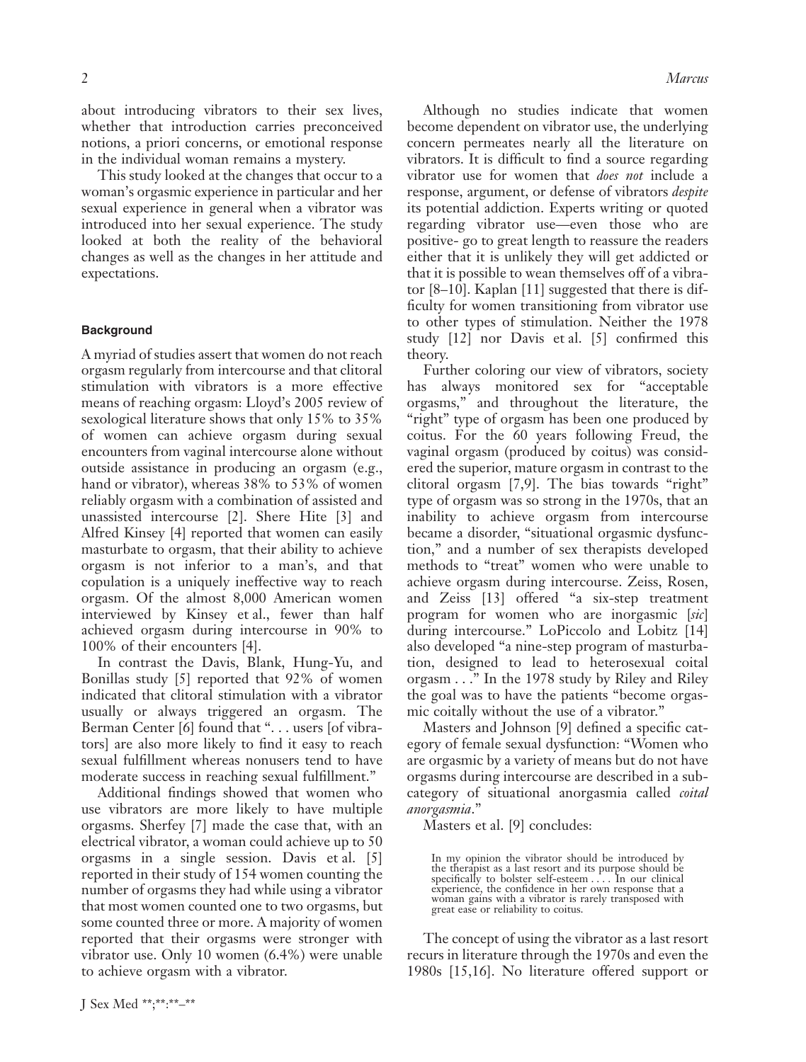about introducing vibrators to their sex lives, whether that introduction carries preconceived notions, a priori concerns, or emotional response in the individual woman remains a mystery.

This study looked at the changes that occur to a woman's orgasmic experience in particular and her sexual experience in general when a vibrator was introduced into her sexual experience. The study looked at both the reality of the behavioral changes as well as the changes in her attitude and expectations.

## Background

A myriad of studies assert that women do not reach orgasm regularly from intercourse and that clitoral stimulation with vibrators is a more effective means of reaching orgasm: Lloyd's 2005 review of sexological literature shows that only 15% to 35% of women can achieve orgasm during sexual encounters from vaginal intercourse alone without outside assistance in producing an orgasm (e.g., hand or vibrator), whereas 38% to 53% of women reliably orgasm with a combination of assisted and unassisted intercourse [2]. Shere Hite [3] and Alfred Kinsey [4] reported that women can easily masturbate to orgasm, that their ability to achieve orgasm is not inferior to a man's, and that copulation is a uniquely ineffective way to reach orgasm. Of the almost 8,000 American women interviewed by Kinsey et al., fewer than half achieved orgasm during intercourse in 90% to 100% of their encounters [4].

In contrast the Davis, Blank, Hung-Yu, and Bonillas study [5] reported that 92% of women indicated that clitoral stimulation with a vibrator usually or always triggered an orgasm. The Berman Center [6] found that ". . . users [of vibrators] are also more likely to find it easy to reach sexual fulfillment whereas nonusers tend to have moderate success in reaching sexual fulfillment."

Additional findings showed that women who use vibrators are more likely to have multiple orgasms. Sherfey [7] made the case that, with an electrical vibrator, a woman could achieve up to 50 orgasms in a single session. Davis et al. [5] reported in their study of 154 women counting the number of orgasms they had while using a vibrator that most women counted one to two orgasms, but some counted three or more. A majority of women reported that their orgasms were stronger with vibrator use. Only 10 women (6.4%) were unable to achieve orgasm with a vibrator.

Although no studies indicate that women become dependent on vibrator use, the underlying concern permeates nearly all the literature on vibrators. It is difficult to find a source regarding vibrator use for women that *does not* include a response, argument, or defense of vibrators *despite* its potential addiction. Experts writing or quoted regarding vibrator use—even those who are positive- go to great length to reassure the readers either that it is unlikely they will get addicted or that it is possible to wean themselves off of a vibrator [8–10]. Kaplan [11] suggested that there is difficulty for women transitioning from vibrator use to other types of stimulation. Neither the 1978 study [12] nor Davis et al. [5] confirmed this theory.

Further coloring our view of vibrators, society has always monitored sex for "acceptable orgasms," and throughout the literature, the "right" type of orgasm has been one produced by coitus. For the 60 years following Freud, the vaginal orgasm (produced by coitus) was considered the superior, mature orgasm in contrast to the clitoral orgasm [7,9]. The bias towards "right" type of orgasm was so strong in the 1970s, that an inability to achieve orgasm from intercourse became a disorder, "situational orgasmic dysfunction," and a number of sex therapists developed methods to "treat" women who were unable to achieve orgasm during intercourse. Zeiss, Rosen, and Zeiss [13] offered "a six-step treatment program for women who are inorgasmic [*sic*] during intercourse." LoPiccolo and Lobitz [14] also developed "a nine-step program of masturbation, designed to lead to heterosexual coital orgasm . . ." In the 1978 study by Riley and Riley the goal was to have the patients "become orgasmic coitally without the use of a vibrator."

Masters and Johnson [9] defined a specific category of female sexual dysfunction: "Women who are orgasmic by a variety of means but do not have orgasms during intercourse are described in a subcategory of situational anorgasmia called *coital anorgasmia*."

Masters et al. [9] concludes:

> In my opinion the vibrator should be introduced by the therapist as a last resort and its purpose should be specifically to bolster self-esteem . . . . In our clinical experience, the confidence in her own response that a woman gains with a vibrator is rarely transposed with great ease or reliability to coitus.

The concept of using the vibrator as a last resort recurs in literature through the 1970s and even the 1980s [15,16]. No literature offered support or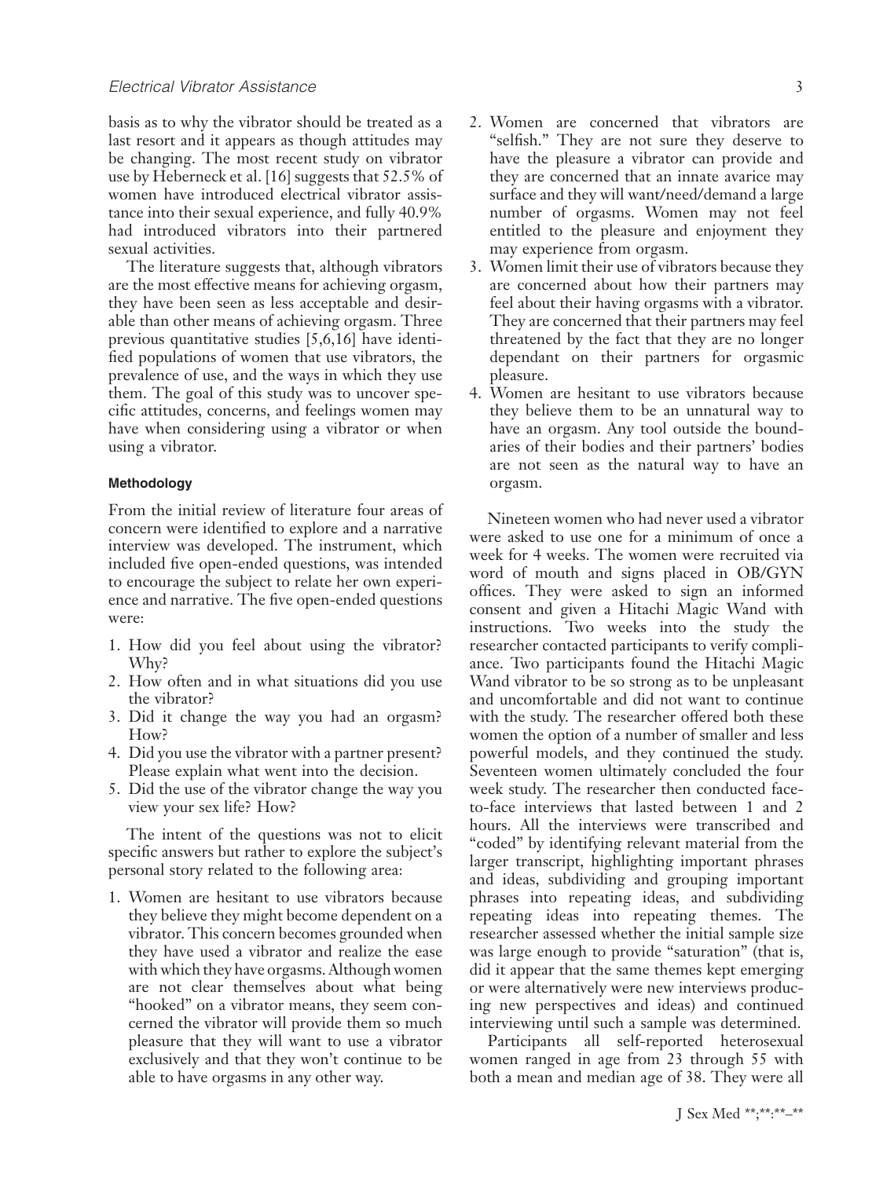basis as to why the vibrator should be treated as a last resort and it appears as though attitudes may be changing. The most recent study on vibrator use by Heberneck et al. [16] suggests that 52.5% of women have introduced electrical vibrator assistance into their sexual experience, and fully 40.9% had introduced vibrators into their partnered sexual activities.

The literature suggests that, although vibrators are the most effective means for achieving orgasm, they have been seen as less acceptable and desirable than other means of achieving orgasm. Three previous quantitative studies [5,6,16] have identified populations of women that use vibrators, the prevalence of use, and the ways in which they use them. The goal of this study was to uncover specific attitudes, concerns, and feelings women may have when considering using a vibrator or when using a vibrator.

### Methodology

From the initial review of literature four areas of concern were identified to explore and a narrative interview was developed. The instrument, which included five open-ended questions, was intended to encourage the subject to relate her own experience and narrative. The five open-ended questions were:

1. How did you feel about using the vibrator? Why?
2. How often and in what situations did you use the vibrator?
3. Did it change the way you had an orgasm? How?
4. Did you use the vibrator with a partner present? Please explain what went into the decision.
5. Did the use of the vibrator change the way you view your sex life? How?

The intent of the questions was not to elicit specific answers but rather to explore the subject's personal story related to the following area:

1. Women are hesitant to use vibrators because they believe they might become dependent on a vibrator. This concern becomes grounded when they have used a vibrator and realize the ease with which they have orgasms. Although women are not clear themselves about what being "hooked" on a vibrator means, they seem concerned the vibrator will provide them so much pleasure that they will want to use a vibrator exclusively and that they won't continue to be able to have orgasms in any other way.
2. Women are concerned that vibrators are "selfish." They are not sure they deserve to have the pleasure a vibrator can provide and they are concerned that an innate avarice may surface and they will want/need/demand a large number of orgasms. Women may not feel entitled to the pleasure and enjoyment they may experience from orgasm.
3. Women limit their use of vibrators because they are concerned about how their partners may feel about their having orgasms with a vibrator. They are concerned that their partners may feel threatened by the fact that they are no longer dependant on their partners for orgasmic pleasure.
4. Women are hesitant to use vibrators because they believe them to be an unnatural way to have an orgasm. Any tool outside the boundaries of their bodies and their partners' bodies are not seen as the natural way to have an orgasm.

Nineteen women who had never used a vibrator were asked to use one for a minimum of once a week for 4 weeks. The women were recruited via word of mouth and signs placed in OB/GYN offices. They were asked to sign an informed consent and given a Hitachi Magic Wand with instructions. Two weeks into the study the researcher contacted participants to verify compliance. Two participants found the Hitachi Magic Wand vibrator to be so strong as to be unpleasant and uncomfortable and did not want to continue with the study. The researcher offered both these women the option of a number of smaller and less powerful models, and they continued the study. Seventeen women ultimately concluded the four week study. The researcher then conducted face-to-face interviews that lasted between 1 and 2 hours. All the interviews were transcribed and "coded" by identifying relevant material from the larger transcript, highlighting important phrases and ideas, subdividing and grouping important phrases into repeating ideas, and subdividing repeating ideas into repeating themes. The researcher assessed whether the initial sample size was large enough to provide "saturation" (that is, did it appear that the same themes kept emerging or were alternatively were new interviews producing new perspectives and ideas) and continued interviewing until such a sample was determined.

Participants all self-reported heterosexual women ranged in age from 23 through 55 with both a mean and median age of 38. They were all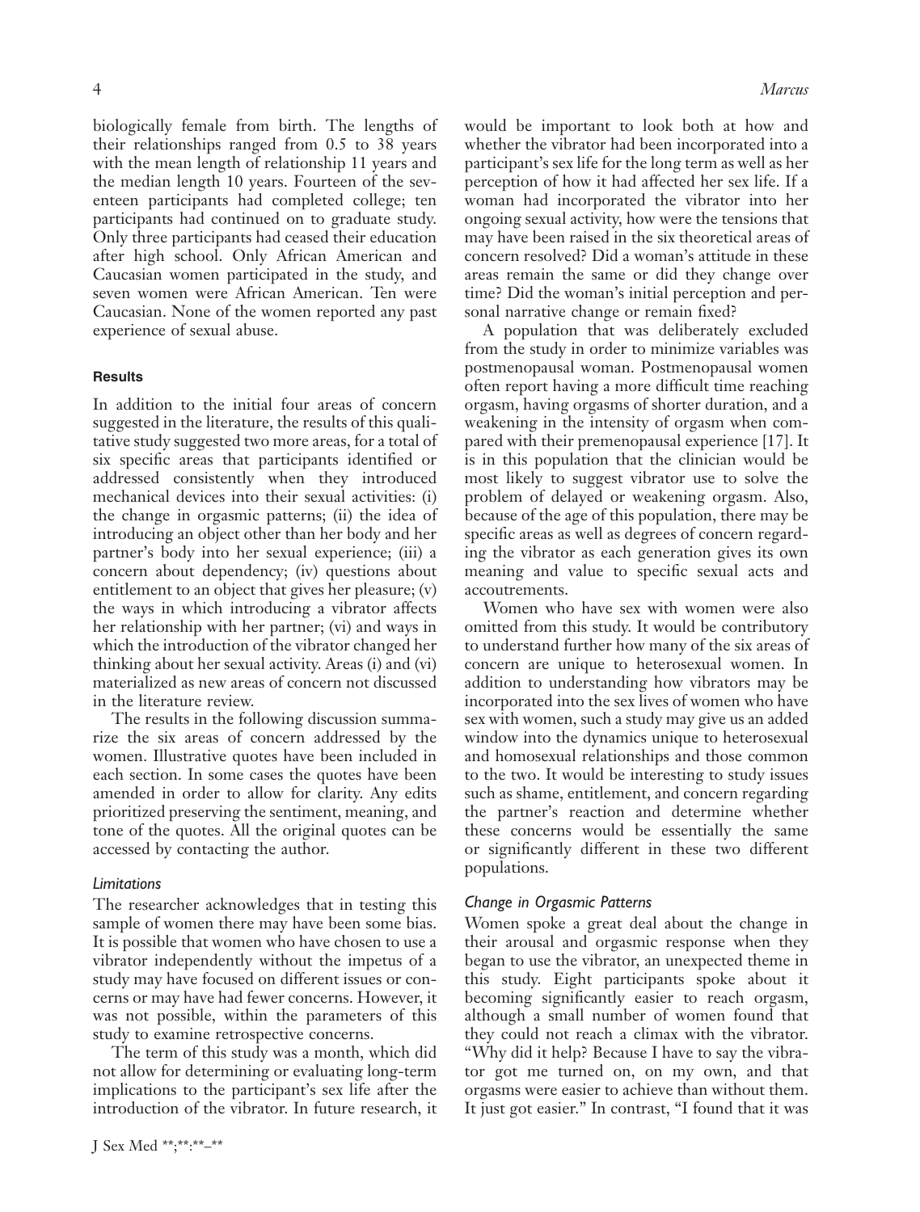biologically female from birth. The lengths of their relationships ranged from 0.5 to 38 years with the mean length of relationship 11 years and the median length 10 years. Fourteen of the seventeen participants had completed college; ten participants had continued on to graduate study. Only three participants had ceased their education after high school. Only African American and Caucasian women participated in the study, and seven women were African American. Ten were Caucasian. None of the women reported any past experience of sexual abuse.

## Results

In addition to the initial four areas of concern suggested in the literature, the results of this qualitative study suggested two more areas, for a total of six specific areas that participants identified or addressed consistently when they introduced mechanical devices into their sexual activities: (i) the change in orgasmic patterns; (ii) the idea of introducing an object other than her body and her partner's body into her sexual experience; (iii) a concern about dependency; (iv) questions about entitlement to an object that gives her pleasure; (v) the ways in which introducing a vibrator affects her relationship with her partner; (vi) and ways in which the introduction of the vibrator changed her thinking about her sexual activity. Areas (i) and (vi) materialized as new areas of concern not discussed in the literature review.

The results in the following discussion summarize the six areas of concern addressed by the women. Illustrative quotes have been included in each section. In some cases the quotes have been amended in order to allow for clarity. Any edits prioritized preserving the sentiment, meaning, and tone of the quotes. All the original quotes can be accessed by contacting the author.

### *Limitations*

The researcher acknowledges that in testing this sample of women there may have been some bias. It is possible that women who have chosen to use a vibrator independently without the impetus of a study may have focused on different issues or concerns or may have had fewer concerns. However, it was not possible, within the parameters of this study to examine retrospective concerns.

The term of this study was a month, which did not allow for determining or evaluating long-term implications to the participant's sex life after the introduction of the vibrator. In future research, it would be important to look both at how and whether the vibrator had been incorporated into a participant's sex life for the long term as well as her perception of how it had affected her sex life. If a woman had incorporated the vibrator into her ongoing sexual activity, how were the tensions that may have been raised in the six theoretical areas of concern resolved? Did a woman's attitude in these areas remain the same or did they change over time? Did the woman's initial perception and personal narrative change or remain fixed?

A population that was deliberately excluded from the study in order to minimize variables was postmenopausal woman. Postmenopausal women often report having a more difficult time reaching orgasm, having orgasms of shorter duration, and a weakening in the intensity of orgasm when compared with their premenopausal experience [17]. It is in this population that the clinician would be most likely to suggest vibrator use to solve the problem of delayed or weakening orgasm. Also, because of the age of this population, there may be specific areas as well as degrees of concern regarding the vibrator as each generation gives its own meaning and value to specific sexual acts and accoutrements.

Women who have sex with women were also omitted from this study. It would be contributory to understand further how many of the six areas of concern are unique to heterosexual women. In addition to understanding how vibrators may be incorporated into the sex lives of women who have sex with women, such a study may give us an added window into the dynamics unique to heterosexual and homosexual relationships and those common to the two. It would be interesting to study issues such as shame, entitlement, and concern regarding the partner's reaction and determine whether these concerns would be essentially the same or significantly different in these two different populations.

### *Change in Orgasmic Patterns*

Women spoke a great deal about the change in their arousal and orgasmic response when they began to use the vibrator, an unexpected theme in this study. Eight participants spoke about it becoming significantly easier to reach orgasm, although a small number of women found that they could not reach a climax with the vibrator. "Why did it help? Because I have to say the vibrator got me turned on, on my own, and that orgasms were easier to achieve than without them. It just got easier." In contrast, "I found that it was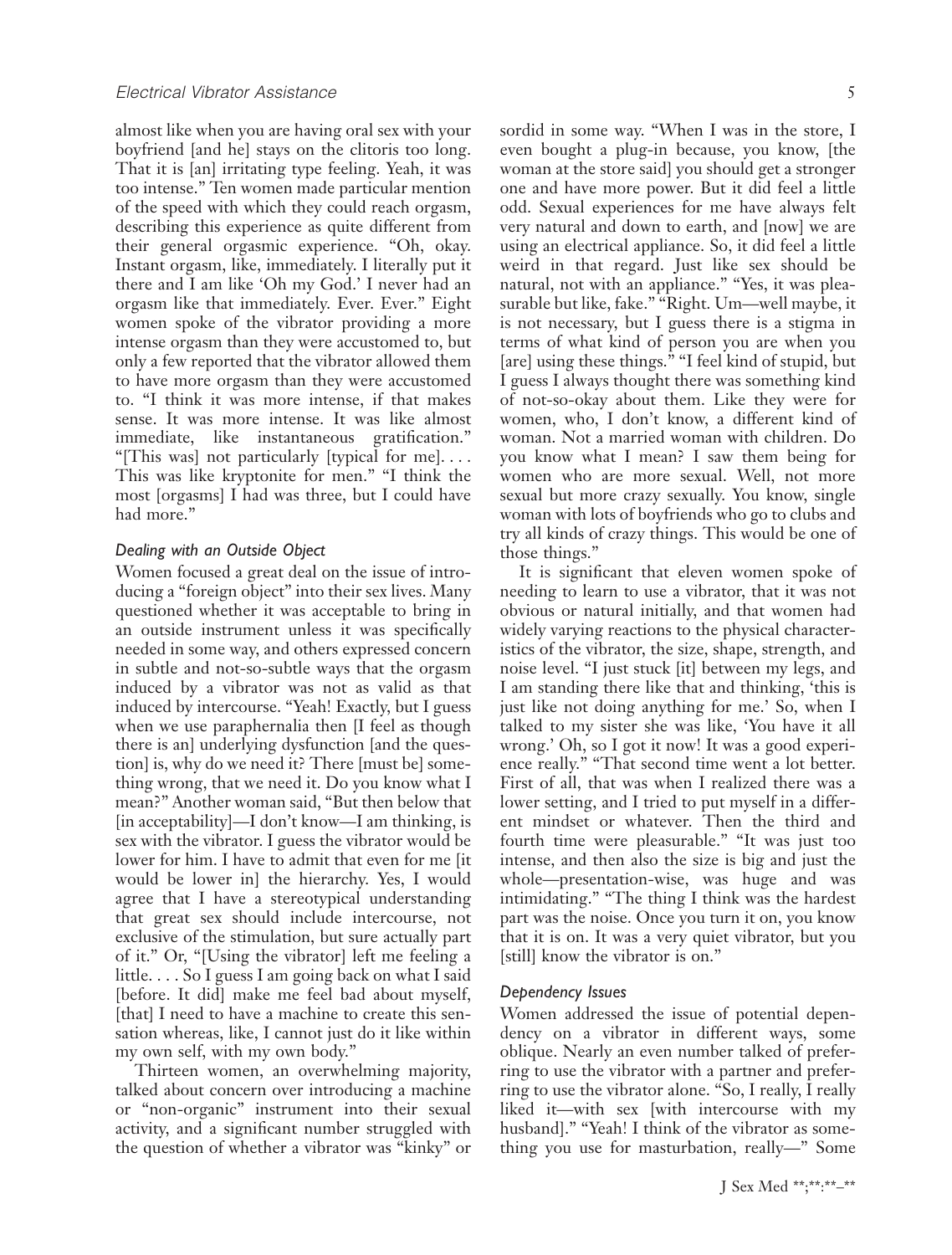almost like when you are having oral sex with your boyfriend [and he] stays on the clitoris too long. That it is [an] irritating type feeling. Yeah, it was too intense." Ten women made particular mention of the speed with which they could reach orgasm, describing this experience as quite different from their general orgasmic experience. "Oh, okay. Instant orgasm, like, immediately. I literally put it there and I am like 'Oh my God.' I never had an orgasm like that immediately. Ever. Ever." Eight women spoke of the vibrator providing a more intense orgasm than they were accustomed to, but only a few reported that the vibrator allowed them to have more orgasm than they were accustomed to. "I think it was more intense, if that makes sense. It was more intense. It was like almost immediate, like instantaneous gratification." "[This was] not particularly [typical for me]. . . . This was like kryptonite for men." "I think the most [orgasms] I had was three, but I could have had more."

### Dealing with an Outside Object

Women focused a great deal on the issue of introducing a "foreign object" into their sex lives. Many questioned whether it was acceptable to bring in an outside instrument unless it was specifically needed in some way, and others expressed concern in subtle and not-so-subtle ways that the orgasm induced by a vibrator was not as valid as that induced by intercourse. "Yeah! Exactly, but I guess when we use paraphernalia then [I feel as though there is an] underlying dysfunction [and the question] is, why do we need it? There [must be] something wrong, that we need it. Do you know what I mean?" Another woman said, "But then below that [in acceptability]—I don't know—I am thinking, is sex with the vibrator. I guess the vibrator would be lower for him. I have to admit that even for me [it would be lower in] the hierarchy. Yes, I would agree that I have a stereotypical understanding that great sex should include intercourse, not exclusive of the stimulation, but sure actually part of it." Or, "[Using the vibrator] left me feeling a little. . . . So I guess I am going back on what I said [before. It did] make me feel bad about myself, [that] I need to have a machine to create this sensation whereas, like, I cannot just do it like within my own self, with my own body."

Thirteen women, an overwhelming majority, talked about concern over introducing a machine or "non-organic" instrument into their sexual activity, and a significant number struggled with the question of whether a vibrator was "kinky" or sordid in some way. "When I was in the store, I even bought a plug-in because, you know, [the woman at the store said] you should get a stronger one and have more power. But it did feel a little odd. Sexual experiences for me have always felt very natural and down to earth, and [now] we are using an electrical appliance. So, it did feel a little weird in that regard. Just like sex should be natural, not with an appliance." "Yes, it was pleasurable but like, fake." "Right. Um—well maybe, it is not necessary, but I guess there is a stigma in terms of what kind of person you are when you [are] using these things." "I feel kind of stupid, but I guess I always thought there was something kind of not-so-okay about them. Like they were for women, who, I don't know, a different kind of woman. Not a married woman with children. Do you know what I mean? I saw them being for women who are more sexual. Well, not more sexual but more crazy sexually. You know, single woman with lots of boyfriends who go to clubs and try all kinds of crazy things. This would be one of those things."

It is significant that eleven women spoke of needing to learn to use a vibrator, that it was not obvious or natural initially, and that women had widely varying reactions to the physical characteristics of the vibrator, the size, shape, strength, and noise level. "I just stuck [it] between my legs, and I am standing there like that and thinking, 'this is just like not doing anything for me.' So, when I talked to my sister she was like, 'You have it all wrong.' Oh, so I got it now! It was a good experience really." "That second time went a lot better. First of all, that was when I realized there was a lower setting, and I tried to put myself in a different mindset or whatever. Then the third and fourth time were pleasurable." "It was just too intense, and then also the size is big and just the whole—presentation-wise, was huge and was intimidating." "The thing I think was the hardest part was the noise. Once you turn it on, you know that it is on. It was a very quiet vibrator, but you [still] know the vibrator is on."

### Dependency Issues

Women addressed the issue of potential dependency on a vibrator in different ways, some oblique. Nearly an even number talked of preferring to use the vibrator with a partner and preferring to use the vibrator alone. "So, I really, I really liked it—with sex [with intercourse with my husband]." "Yeah! I think of the vibrator as something you use for masturbation, really—" Some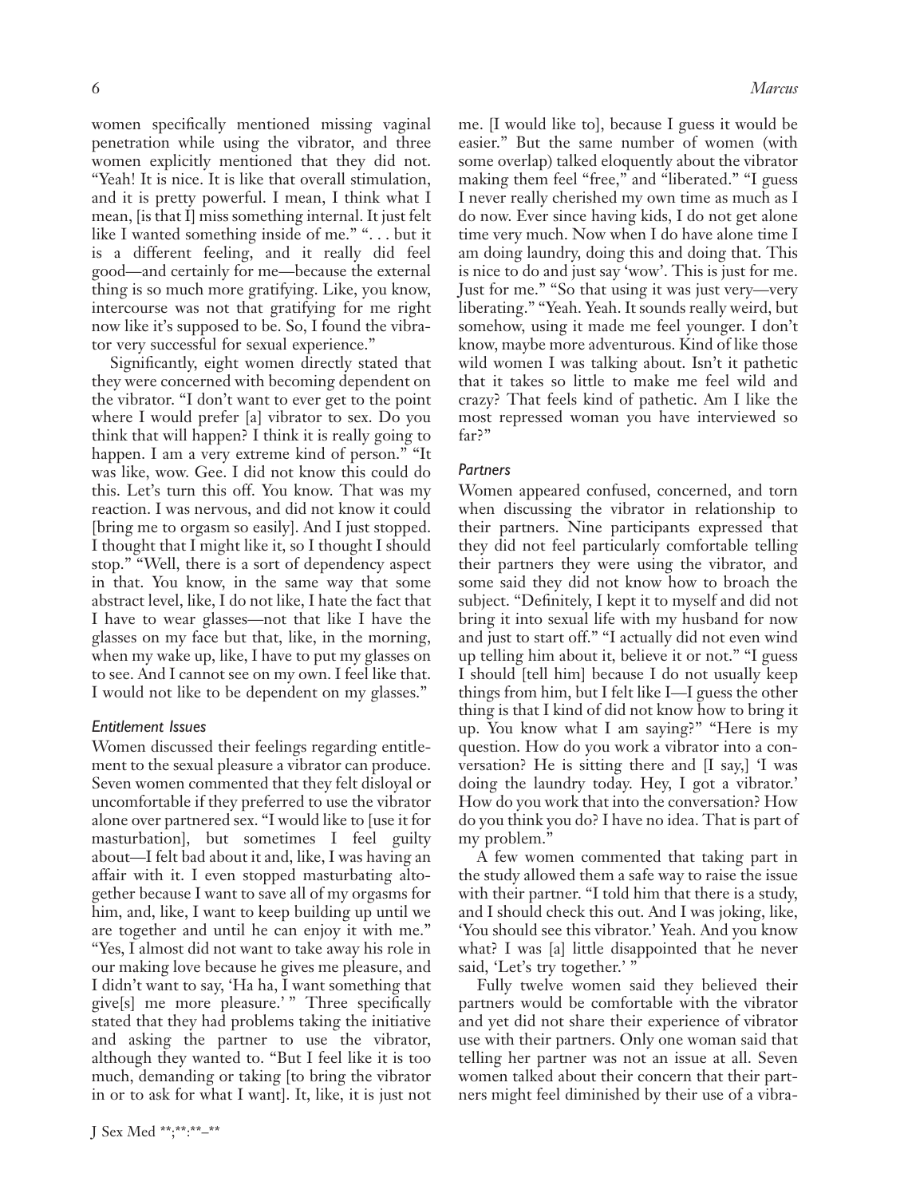women specifically mentioned missing vaginal penetration while using the vibrator, and three women explicitly mentioned that they did not. "Yeah! It is nice. It is like that overall stimulation, and it is pretty powerful. I mean, I think what I mean, [is that I] miss something internal. It just felt like I wanted something inside of me." ". . . but it is a different feeling, and it really did feel good—and certainly for me—because the external thing is so much more gratifying. Like, you know, intercourse was not that gratifying for me right now like it's supposed to be. So, I found the vibrator very successful for sexual experience."

Significantly, eight women directly stated that they were concerned with becoming dependent on the vibrator. "I don't want to ever get to the point where I would prefer [a] vibrator to sex. Do you think that will happen? I think it is really going to happen. I am a very extreme kind of person." "It was like, wow. Gee. I did not know this could do this. Let's turn this off. You know. That was my reaction. I was nervous, and did not know it could [bring me to orgasm so easily]. And I just stopped. I thought that I might like it, so I thought I should stop." "Well, there is a sort of dependency aspect in that. You know, in the same way that some abstract level, like, I do not like, I hate the fact that I have to wear glasses—not that like I have the glasses on my face but that, like, in the morning, when my wake up, like, I have to put my glasses on to see. And I cannot see on my own. I feel like that. I would not like to be dependent on my glasses."

### *Entitlement Issues*

Women discussed their feelings regarding entitlement to the sexual pleasure a vibrator can produce. Seven women commented that they felt disloyal or uncomfortable if they preferred to use the vibrator alone over partnered sex. "I would like to [use it for masturbation], but sometimes I feel guilty about—I felt bad about it and, like, I was having an affair with it. I even stopped masturbating altogether because I want to save all of my orgasms for him, and, like, I want to keep building up until we are together and until he can enjoy it with me." "Yes, I almost did not want to take away his role in our making love because he gives me pleasure, and I didn't want to say, 'Ha ha, I want something that give[s] me more pleasure.' " Three specifically stated that they had problems taking the initiative and asking the partner to use the vibrator, although they wanted to. "But I feel like it is too much, demanding or taking [to bring the vibrator in or to ask for what I want]. It, like, it is just not me. [I would like to], because I guess it would be easier." But the same number of women (with some overlap) talked eloquently about the vibrator making them feel "free," and "liberated." "I guess I never really cherished my own time as much as I do now. Ever since having kids, I do not get alone time very much. Now when I do have alone time I am doing laundry, doing this and doing that. This is nice to do and just say 'wow'. This is just for me. Just for me." "So that using it was just very—very liberating." "Yeah. Yeah. It sounds really weird, but somehow, using it made me feel younger. I don't know, maybe more adventurous. Kind of like those wild women I was talking about. Isn't it pathetic that it takes so little to make me feel wild and crazy? That feels kind of pathetic. Am I like the most repressed woman you have interviewed so far?"

### *Partners*

Women appeared confused, concerned, and torn when discussing the vibrator in relationship to their partners. Nine participants expressed that they did not feel particularly comfortable telling their partners they were using the vibrator, and some said they did not know how to broach the subject. "Definitely, I kept it to myself and did not bring it into sexual life with my husband for now and just to start off." "I actually did not even wind up telling him about it, believe it or not." "I guess I should [tell him] because I do not usually keep things from him, but I felt like I—I guess the other thing is that I kind of did not know how to bring it up. You know what I am saying?" "Here is my question. How do you work a vibrator into a conversation? He is sitting there and [I say,] 'I was doing the laundry today. Hey, I got a vibrator.' How do you work that into the conversation? How do you think you do? I have no idea. That is part of my problem."

A few women commented that taking part in the study allowed them a safe way to raise the issue with their partner. "I told him that there is a study, and I should check this out. And I was joking, like, 'You should see this vibrator.' Yeah. And you know what? I was [a] little disappointed that he never said, 'Let's try together.' "

Fully twelve women said they believed their partners would be comfortable with the vibrator and yet did not share their experience of vibrator use with their partners. Only one woman said that telling her partner was not an issue at all. Seven women talked about their concern that their partners might feel diminished by their use of a vibra-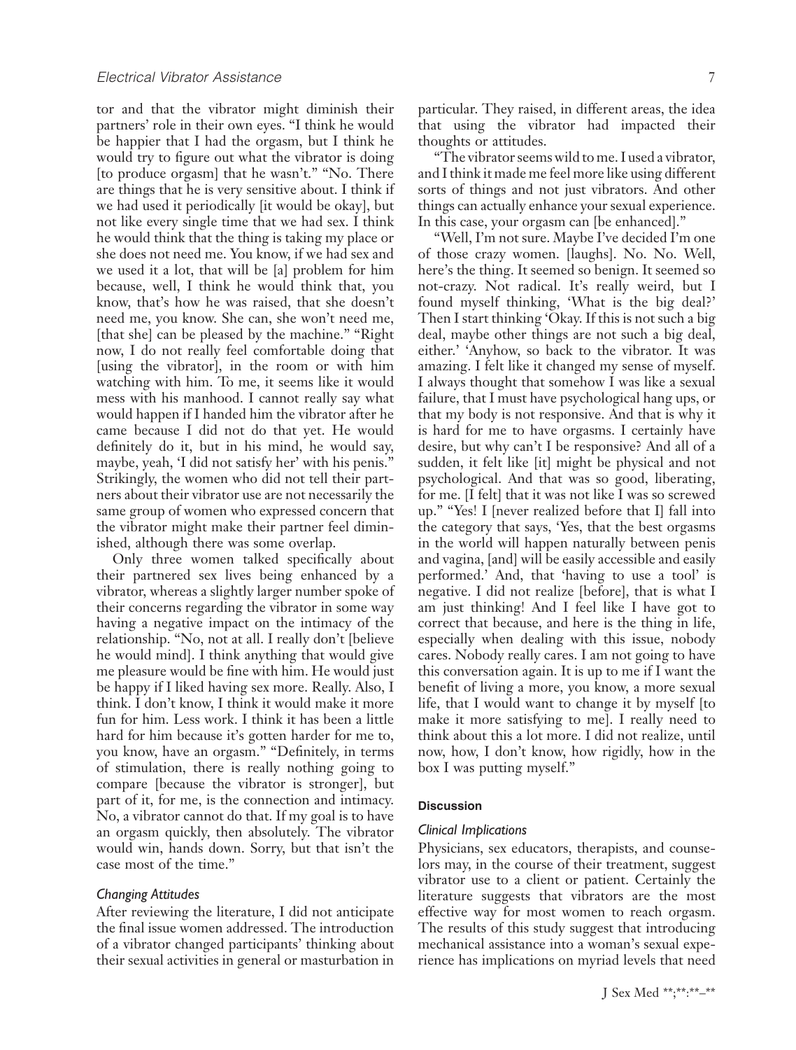tor and that the vibrator might diminish their partners' role in their own eyes. "I think he would be happier that I had the orgasm, but I think he would try to figure out what the vibrator is doing [to produce orgasm] that he wasn't." "No. There are things that he is very sensitive about. I think if we had used it periodically [it would be okay], but not like every single time that we had sex. I think he would think that the thing is taking my place or she does not need me. You know, if we had sex and we used it a lot, that will be [a] problem for him because, well, I think he would think that, you know, that's how he was raised, that she doesn't need me, you know. She can, she won't need me, [that she] can be pleased by the machine." "Right now, I do not really feel comfortable doing that [using the vibrator], in the room or with him watching with him. To me, it seems like it would mess with his manhood. I cannot really say what would happen if I handed him the vibrator after he came because I did not do that yet. He would definitely do it, but in his mind, he would say, maybe, yeah, 'I did not satisfy her' with his penis." Strikingly, the women who did not tell their partners about their vibrator use are not necessarily the same group of women who expressed concern that the vibrator might make their partner feel diminished, although there was some overlap.

Only three women talked specifically about their partnered sex lives being enhanced by a vibrator, whereas a slightly larger number spoke of their concerns regarding the vibrator in some way having a negative impact on the intimacy of the relationship. "No, not at all. I really don't [believe he would mind]. I think anything that would give me pleasure would be fine with him. He would just be happy if I liked having sex more. Really. Also, I think. I don't know, I think it would make it more fun for him. Less work. I think it has been a little hard for him because it's gotten harder for me to, you know, have an orgasm." "Definitely, in terms of stimulation, there is really nothing going to compare [because the vibrator is stronger], but part of it, for me, is the connection and intimacy. No, a vibrator cannot do that. If my goal is to have an orgasm quickly, then absolutely. The vibrator would win, hands down. Sorry, but that isn't the case most of the time."

### *Changing Attitudes*

After reviewing the literature, I did not anticipate the final issue women addressed. The introduction of a vibrator changed participants' thinking about their sexual activities in general or masturbation in particular. They raised, in different areas, the idea that using the vibrator had impacted their thoughts or attitudes.

"The vibrator seems wild to me. I used a vibrator, and I think it made me feel more like using different sorts of things and not just vibrators. And other things can actually enhance your sexual experience. In this case, your orgasm can [be enhanced]."

"Well, I'm not sure. Maybe I've decided I'm one of those crazy women. [laughs]. No. No. Well, here's the thing. It seemed so benign. It seemed so not-crazy. Not radical. It's really weird, but I found myself thinking, 'What is the big deal?' Then I start thinking 'Okay. If this is not such a big deal, maybe other things are not such a big deal, either.' 'Anyhow, so back to the vibrator. It was amazing. I felt like it changed my sense of myself. I always thought that somehow I was like a sexual failure, that I must have psychological hang ups, or that my body is not responsive. And that is why it is hard for me to have orgasms. I certainly have desire, but why can't I be responsive? And all of a sudden, it felt like [it] might be physical and not psychological. And that was so good, liberating, for me. [I felt] that it was not like I was so screwed up." "Yes! I [never realized before that I] fall into the category that says, 'Yes, that the best orgasms in the world will happen naturally between penis and vagina, [and] will be easily accessible and easily performed.' And, that 'having to use a tool' is negative. I did not realize [before], that is what I am just thinking! And I feel like I have got to correct that because, and here is the thing in life, especially when dealing with this issue, nobody cares. Nobody really cares. I am not going to have this conversation again. It is up to me if I want the benefit of living a more, you know, a more sexual life, that I would want to change it by myself [to make it more satisfying to me]. I really need to think about this a lot more. I did not realize, until now, how, I don't know, how rigidly, how in the box I was putting myself."

## Discussion

### *Clinical Implications*

Physicians, sex educators, therapists, and counselors may, in the course of their treatment, suggest vibrator use to a client or patient. Certainly the literature suggests that vibrators are the most effective way for most women to reach orgasm. The results of this study suggest that introducing mechanical assistance into a woman's sexual experience has implications on myriad levels that need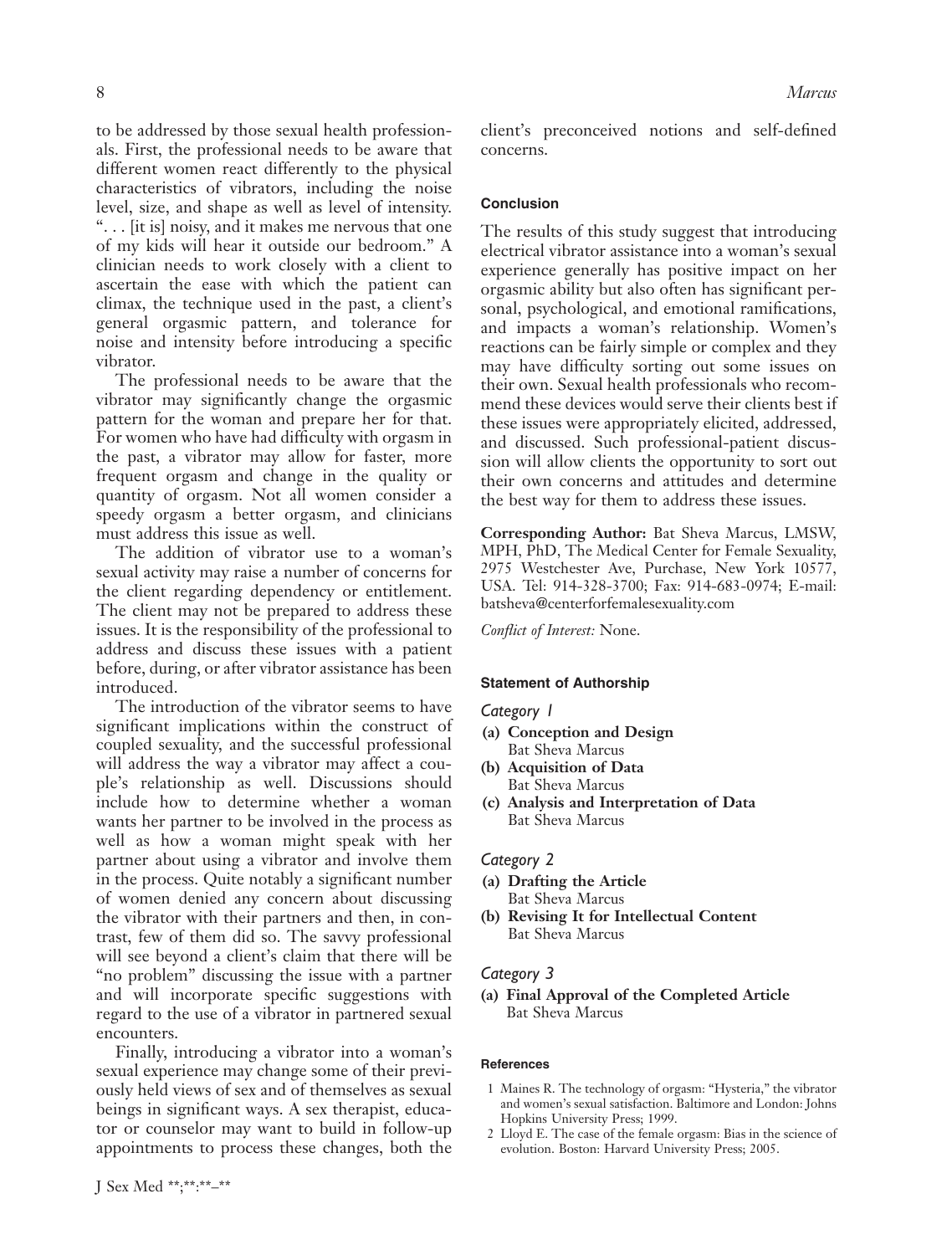to be addressed by those sexual health professionals. First, the professional needs to be aware that different women react differently to the physical characteristics of vibrators, including the noise level, size, and shape as well as level of intensity. ". . . [it is] noisy, and it makes me nervous that one of my kids will hear it outside our bedroom." A clinician needs to work closely with a client to ascertain the ease with which the patient can climax, the technique used in the past, a client's general orgasmic pattern, and tolerance for noise and intensity before introducing a specific vibrator.

The professional needs to be aware that the vibrator may significantly change the orgasmic pattern for the woman and prepare her for that. For women who have had difficulty with orgasm in the past, a vibrator may allow for faster, more frequent orgasm and change in the quality or quantity of orgasm. Not all women consider a speedy orgasm a better orgasm, and clinicians must address this issue as well.

The addition of vibrator use to a woman's sexual activity may raise a number of concerns for the client regarding dependency or entitlement. The client may not be prepared to address these issues. It is the responsibility of the professional to address and discuss these issues with a patient before, during, or after vibrator assistance has been introduced.

The introduction of the vibrator seems to have significant implications within the construct of coupled sexuality, and the successful professional will address the way a vibrator may affect a couple's relationship as well. Discussions should include how to determine whether a woman wants her partner to be involved in the process as well as how a woman might speak with her partner about using a vibrator and involve them in the process. Quite notably a significant number of women denied any concern about discussing the vibrator with their partners and then, in contrast, few of them did so. The savvy professional will see beyond a client's claim that there will be "no problem" discussing the issue with a partner and will incorporate specific suggestions with regard to the use of a vibrator in partnered sexual encounters.

Finally, introducing a vibrator into a woman's sexual experience may change some of their previously held views of sex and of themselves as sexual beings in significant ways. A sex therapist, educator or counselor may want to build in follow-up appointments to process these changes, both the client's preconceived notions and self-defined concerns.

## Conclusion

The results of this study suggest that introducing electrical vibrator assistance into a woman's sexual experience generally has positive impact on her orgasmic ability but also often has significant personal, psychological, and emotional ramifications, and impacts a woman's relationship. Women's reactions can be fairly simple or complex and they may have difficulty sorting out some issues on their own. Sexual health professionals who recommend these devices would serve their clients best if these issues were appropriately elicited, addressed, and discussed. Such professional-patient discussion will allow clients the opportunity to sort out their own concerns and attitudes and determine the best way for them to address these issues.

**Corresponding Author:** Bat Sheva Marcus, LMSW, MPH, PhD, The Medical Center for Female Sexuality, 2975 Westchester Ave, Purchase, New York 10577, USA. Tel: 914-328-3700; Fax: 914-683-0974; E-mail: batsheva@centerforfemalesexuality.com

*Conflict of Interest:* None.

## Statement of Authorship

### *Category 1*

**(a) Conception and Design**
Bat Sheva Marcus

**(b) Acquisition of Data**
Bat Sheva Marcus

**(c) Analysis and Interpretation of Data**
Bat Sheva Marcus

### *Category 2*

**(a) Drafting the Article**
Bat Sheva Marcus

**(b) Revising It for Intellectual Content**
Bat Sheva Marcus

### *Category 3*

**(a) Final Approval of the Completed Article**
Bat Sheva Marcus

## References

1. Maines R. The technology of orgasm: "Hysteria," the vibrator and women's sexual satisfaction. Baltimore and London: Johns Hopkins University Press; 1999.
2. Lloyd E. The case of the female orgasm: Bias in the science of evolution. Boston: Harvard University Press; 2005.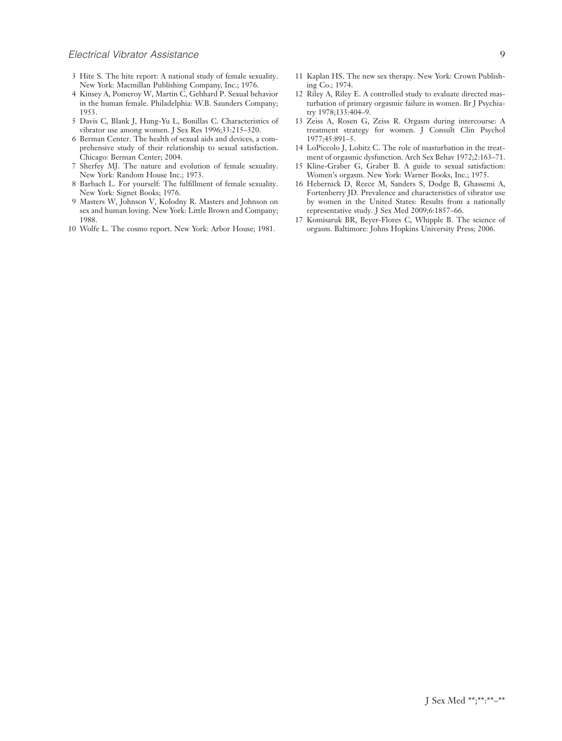3 Hite S. The hite report: A national study of female sexuality. New York: Macmillan Publishing Company, Inc.; 1976.

4 Kinsey A, Pomeroy W, Martin C, Gebhard P. Sexual behavior in the human female. Philadelphia: W.B. Saunders Company; 1953.

5 Davis C, Blank J, Hung-Yu L, Bonillas C. Characteristics of vibrator use among women. J Sex Res 1996;33:215–320.

6 Berman Center. The health of sexual aids and devices, a comprehensive study of their relationship to sexual satisfaction. Chicago: Berman Center; 2004.

7 Sherfey MJ. The nature and evolution of female sexuality. New York: Random House Inc.; 1973.

8 Barbach L. For yourself: The fulfillment of female sexuality. New York: Signet Books; 1976.

9 Masters W, Johnson V, Kolodny R. Masters and Johnson on sex and human loving. New York: Little Brown and Company; 1988.

10 Wolfe L. The cosmo report. New York: Arbor House; 1981.

11 Kaplan HS. The new sex therapy. New York: Crown Publishing Co.; 1974.

12 Riley A, Riley E. A controlled study to evaluate directed masturbation of primary orgasmic failure in women. Br J Psychiatry 1978;133:404–9.

13 Zeiss A, Rosen G, Zeiss R. Orgasm during intercourse: A treatment strategy for women. J Consult Clin Psychol 1977;45:891–5.

14 LoPiccolo J, Lobitz C. The role of masturbation in the treatment of orgasmic dysfunction. Arch Sex Behav 1972;2:163–71.

15 Kline-Graber G, Graber B. A guide to sexual satisfaction: Women's orgasm. New York: Warner Books, Inc.; 1975.

16 Hebernick D, Reece M, Sanders S, Dodge B, Ghassemi A, Fortenberry JD. Prevalence and characteristics of vibrator use by women in the United States: Results from a nationally representative study. J Sex Med 2009;6:1857–66.

17 Komisaruk BR, Beyer-Flores C, Whipple B. The science of orgasm. Baltimore: Johns Hopkins University Press; 2006.